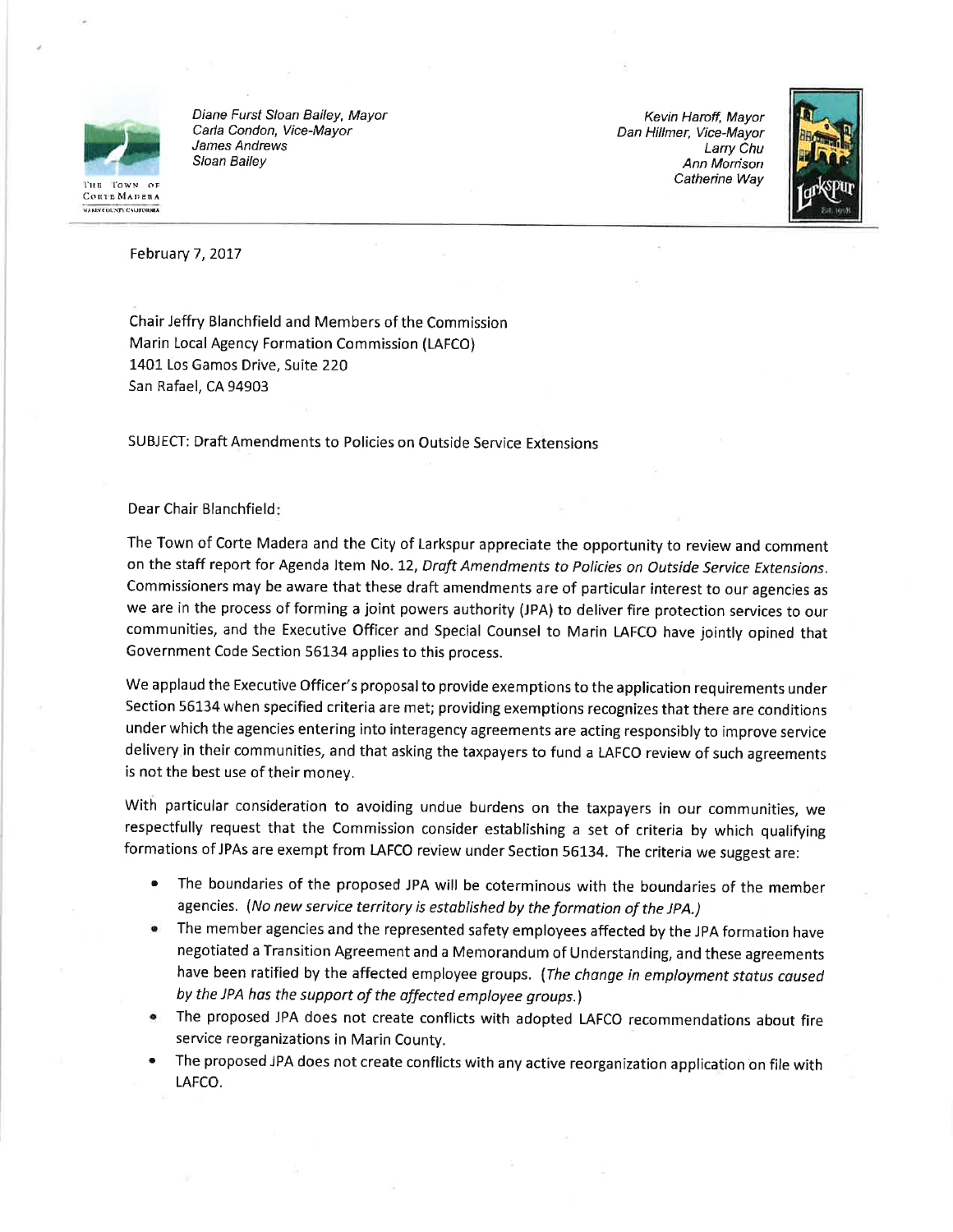Diane Furst Sloan Bailey, Mayor
Carla Condon, Vice-Mayor
James Andrews
Sloan Bailey

THE TOWN OF CORTE MADERA
MARIN COUNTY CALIFORNIA

Kevin Haroff, Mayor
Dan Hillmer, Vice-Mayor
Larry Chu
Ann Morrison
Catherine Way

February 7, 2017

Chair Jeffry Blanchfield and Members of the Commission
Marin Local Agency Formation Commission (LAFCO)
1401 Los Gamos Drive, Suite 220
San Rafael, CA 94903

SUBJECT: Draft Amendments to Policies on Outside Service Extensions

Dear Chair Blanchfield:

The Town of Corte Madera and the City of Larkspur appreciate the opportunity to review and comment on the staff report for Agenda Item No. 12, *Draft Amendments to Policies on Outside Service Extensions*. Commissioners may be aware that these draft amendments are of particular interest to our agencies as we are in the process of forming a joint powers authority (JPA) to deliver fire protection services to our communities, and the Executive Officer and Special Counsel to Marin LAFCO have jointly opined that Government Code Section 56134 applies to this process.

We applaud the Executive Officer's proposal to provide exemptions to the application requirements under Section 56134 when specified criteria are met; providing exemptions recognizes that there are conditions under which the agencies entering into interagency agreements are acting responsibly to improve service delivery in their communities, and that asking the taxpayers to fund a LAFCO review of such agreements is not the best use of their money.

With particular consideration to avoiding undue burdens on the taxpayers in our communities, we respectfully request that the Commission consider establishing a set of criteria by which qualifying formations of JPAs are exempt from LAFCO review under Section 56134. The criteria we suggest are:

- The boundaries of the proposed JPA will be coterminous with the boundaries of the member agencies. *(No new service territory is established by the formation of the JPA.)*
- The member agencies and the represented safety employees affected by the JPA formation have negotiated a Transition Agreement and a Memorandum of Understanding, and these agreements have been ratified by the affected employee groups. *(The change in employment status caused by the JPA has the support of the affected employee groups.)*
- The proposed JPA does not create conflicts with adopted LAFCO recommendations about fire service reorganizations in Marin County.
- The proposed JPA does not create conflicts with any active reorganization application on file with LAFCO.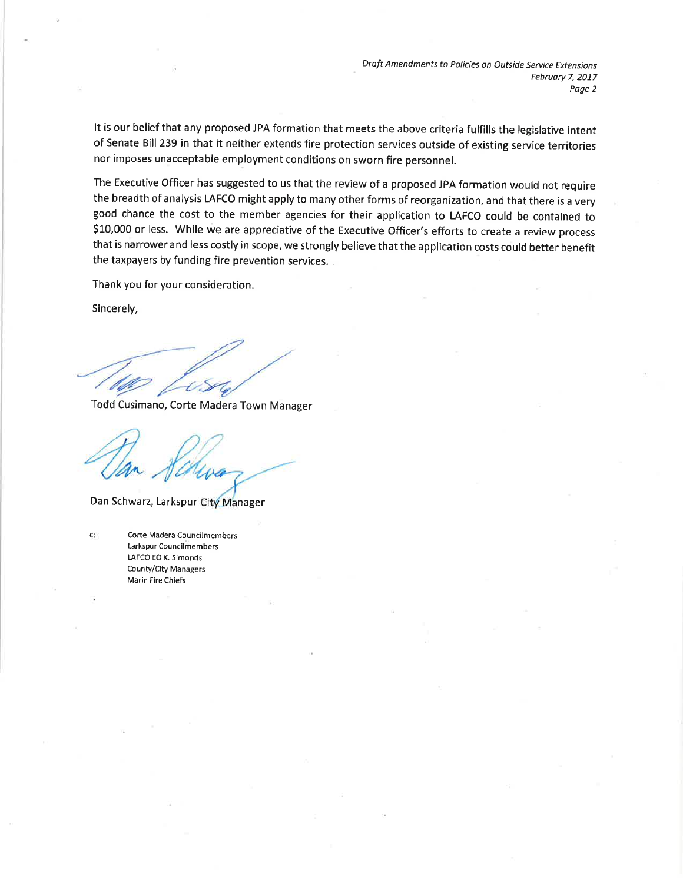It is our belief that any proposed JPA formation that meets the above criteria fulfills the legislative intent of Senate Bill 239 in that it neither extends fire protection services outside of existing service territories nor imposes unacceptable employment conditions on sworn fire personnel.

The Executive Officer has suggested to us that the review of a proposed JPA formation would not require the breadth of analysis LAFCO might apply to many other forms of reorganization, and that there is a very good chance the cost to the member agencies for their application to LAFCO could be contained to $10,000 or less. While we are appreciative of the Executive Officer's efforts to create a review process that is narrower and less costly in scope, we strongly believe that the application costs could better benefit the taxpayers by funding fire prevention services.

Thank you for your consideration.

Sincerely,

Todd Cusimano, Corte Madera Town Manager

Dan Schwarz, Larkspur City Manager

c: Corte Madera Councilmembers
Larkspur Councilmembers
LAFCO EO K. Simonds
County/City Managers
Marin Fire Chiefs